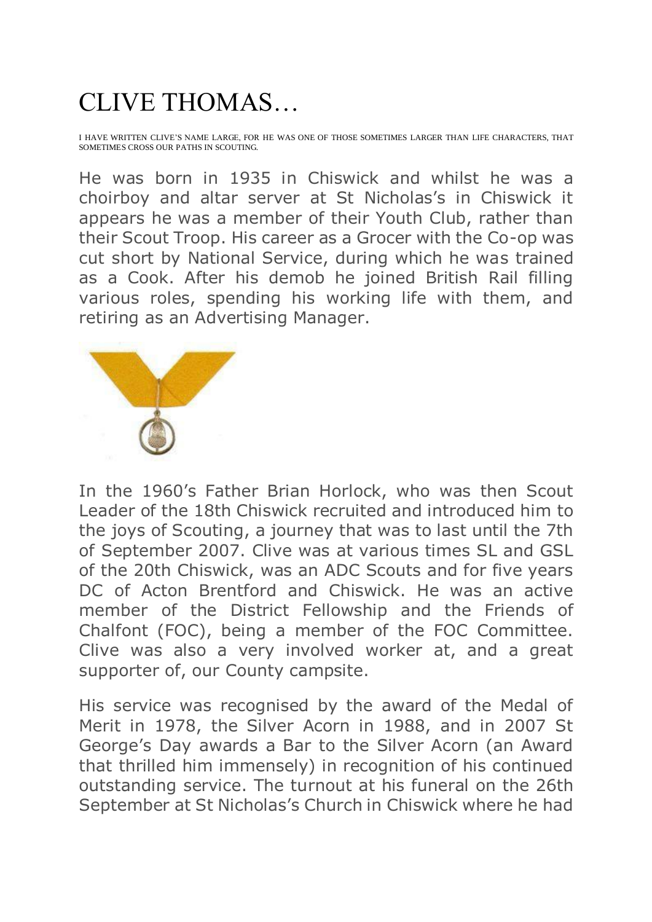# CLIVE THOMAS…

I HAVE WRITTEN CLIVE'S NAME LARGE, FOR HE WAS ONE OF THOSE SOMETIMES LARGER THAN LIFE CHARACTERS, THAT SOMETIMES CROSS OUR PATHS IN SCOUTING.

He was born in 1935 in Chiswick and whilst he was a choirboy and altar server at St Nicholas's in Chiswick it appears he was a member of their Youth Club, rather than their Scout Troop. His career as a Grocer with the Co-op was cut short by National Service, during which he was trained as a Cook. After his demob he joined British Rail filling various roles, spending his working life with them, and retiring as an Advertising Manager.

In the 1960's Father Brian Horlock, who was then Scout Leader of the 18th Chiswick recruited and introduced him to the joys of Scouting, a journey that was to last until the 7th of September 2007. Clive was at various times SL and GSL of the 20th Chiswick, was an ADC Scouts and for five years DC of Acton Brentford and Chiswick. He was an active member of the District Fellowship and the Friends of Chalfont (FOC), being a member of the FOC Committee. Clive was also a very involved worker at, and a great supporter of, our County campsite.

His service was recognised by the award of the Medal of Merit in 1978, the Silver Acorn in 1988, and in 2007 St George's Day awards a Bar to the Silver Acorn (an Award that thrilled him immensely) in recognition of his continued outstanding service. The turnout at his funeral on the 26th September at St Nicholas's Church in Chiswick where he had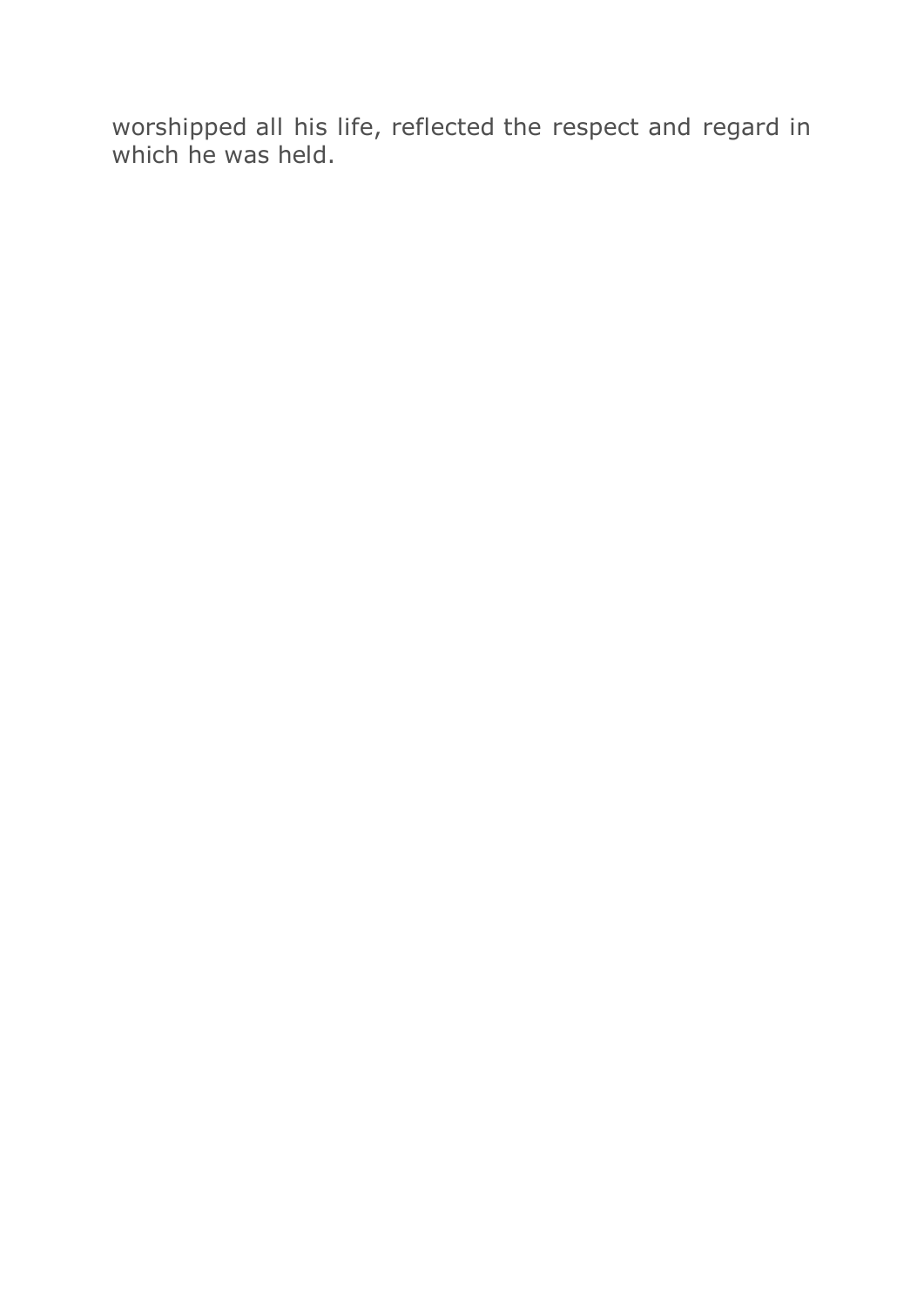worshipped all his life, reflected the respect and regard in which he was held.